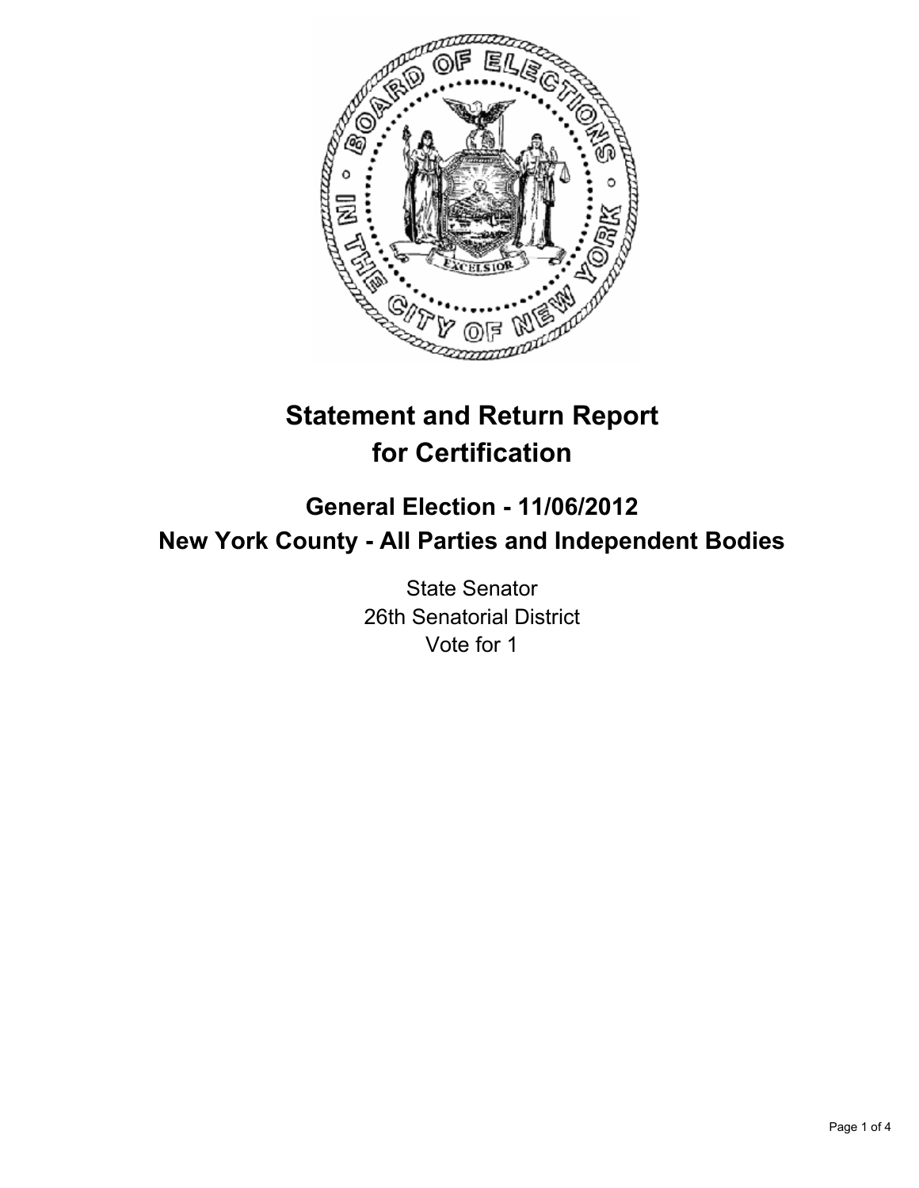# Statement and Return Report for Certification

## General Election - 11/06/2012
## New York County - All Parties and Independent Bodies

State Senator
26th Senatorial District
Vote for 1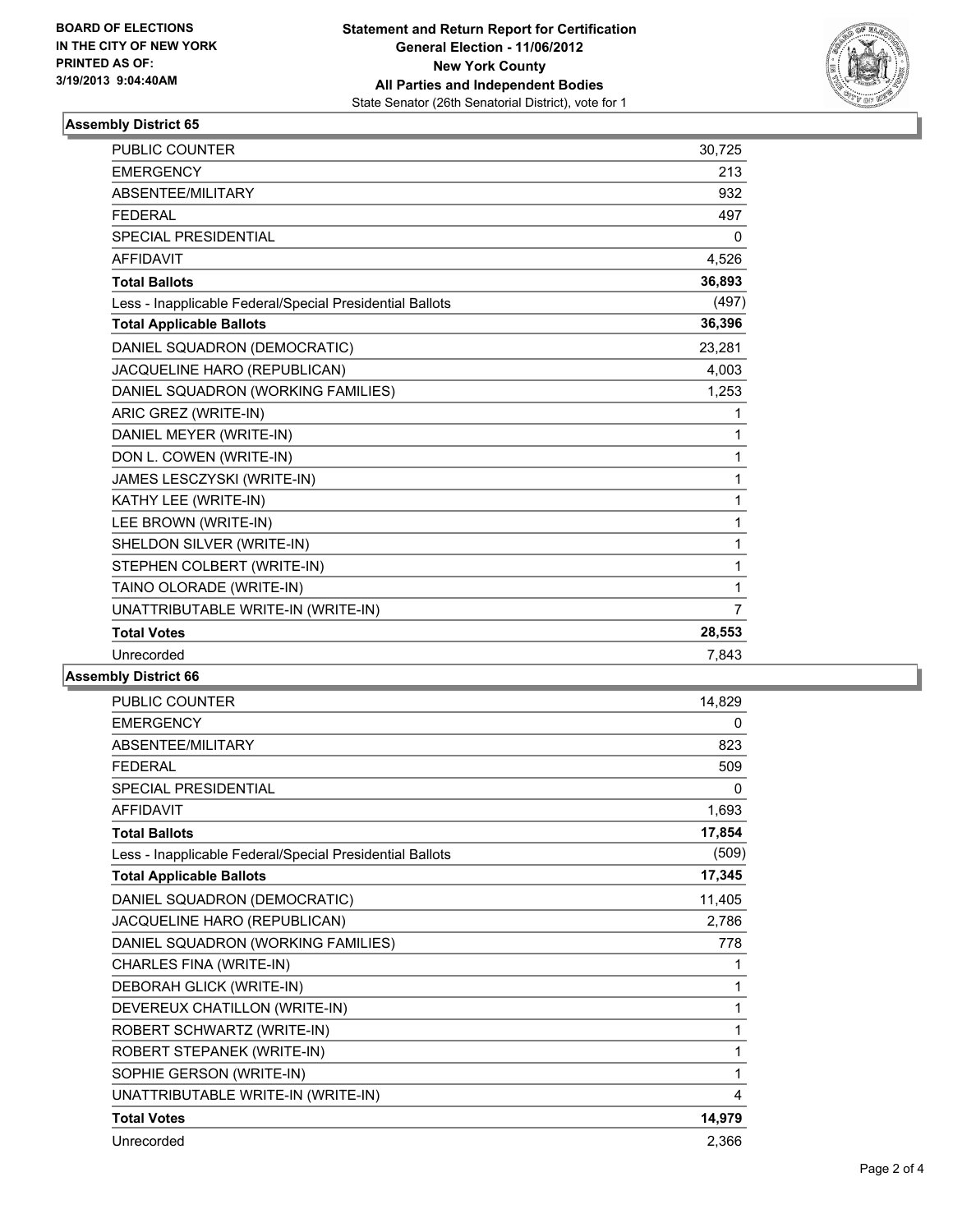**BOARD OF ELECTIONS**
**IN THE CITY OF NEW YORK**
**PRINTED AS OF:**
**3/19/2013 9:04:40AM**

**Statement and Return Report for Certification**
**General Election - 11/06/2012**
**New York County**
**All Parties and Independent Bodies**
State Senator (26th Senatorial District), vote for 1

### Assembly District 65

| | |
|---|---|
| PUBLIC COUNTER | 30,725 |
| EMERGENCY | 213 |
| ABSENTEE/MILITARY | 932 |
| FEDERAL | 497 |
| SPECIAL PRESIDENTIAL | 0 |
| AFFIDAVIT | 4,526 |
| **Total Ballots** | **36,893** |
| Less - Inapplicable Federal/Special Presidential Ballots | (497) |
| **Total Applicable Ballots** | **36,396** |
| DANIEL SQUADRON (DEMOCRATIC) | 23,281 |
| JACQUELINE HARO (REPUBLICAN) | 4,003 |
| DANIEL SQUADRON (WORKING FAMILIES) | 1,253 |
| ARIC GREZ (WRITE-IN) | 1 |
| DANIEL MEYER (WRITE-IN) | 1 |
| DON L. COWEN (WRITE-IN) | 1 |
| JAMES LESCZYSKI (WRITE-IN) | 1 |
| KATHY LEE (WRITE-IN) | 1 |
| LEE BROWN (WRITE-IN) | 1 |
| SHELDON SILVER (WRITE-IN) | 1 |
| STEPHEN COLBERT (WRITE-IN) | 1 |
| TAINO OLORADE (WRITE-IN) | 1 |
| UNATTRIBUTABLE WRITE-IN (WRITE-IN) | 7 |
| **Total Votes** | **28,553** |
| Unrecorded | 7,843 |

### Assembly District 66

| | |
|---|---|
| PUBLIC COUNTER | 14,829 |
| EMERGENCY | 0 |
| ABSENTEE/MILITARY | 823 |
| FEDERAL | 509 |
| SPECIAL PRESIDENTIAL | 0 |
| AFFIDAVIT | 1,693 |
| **Total Ballots** | **17,854** |
| Less - Inapplicable Federal/Special Presidential Ballots | (509) |
| **Total Applicable Ballots** | **17,345** |
| DANIEL SQUADRON (DEMOCRATIC) | 11,405 |
| JACQUELINE HARO (REPUBLICAN) | 2,786 |
| DANIEL SQUADRON (WORKING FAMILIES) | 778 |
| CHARLES FINA (WRITE-IN) | 1 |
| DEBORAH GLICK (WRITE-IN) | 1 |
| DEVEREUX CHATILLON (WRITE-IN) | 1 |
| ROBERT SCHWARTZ (WRITE-IN) | 1 |
| ROBERT STEPANEK (WRITE-IN) | 1 |
| SOPHIE GERSON (WRITE-IN) | 1 |
| UNATTRIBUTABLE WRITE-IN (WRITE-IN) | 4 |
| **Total Votes** | **14,979** |
| Unrecorded | 2,366 |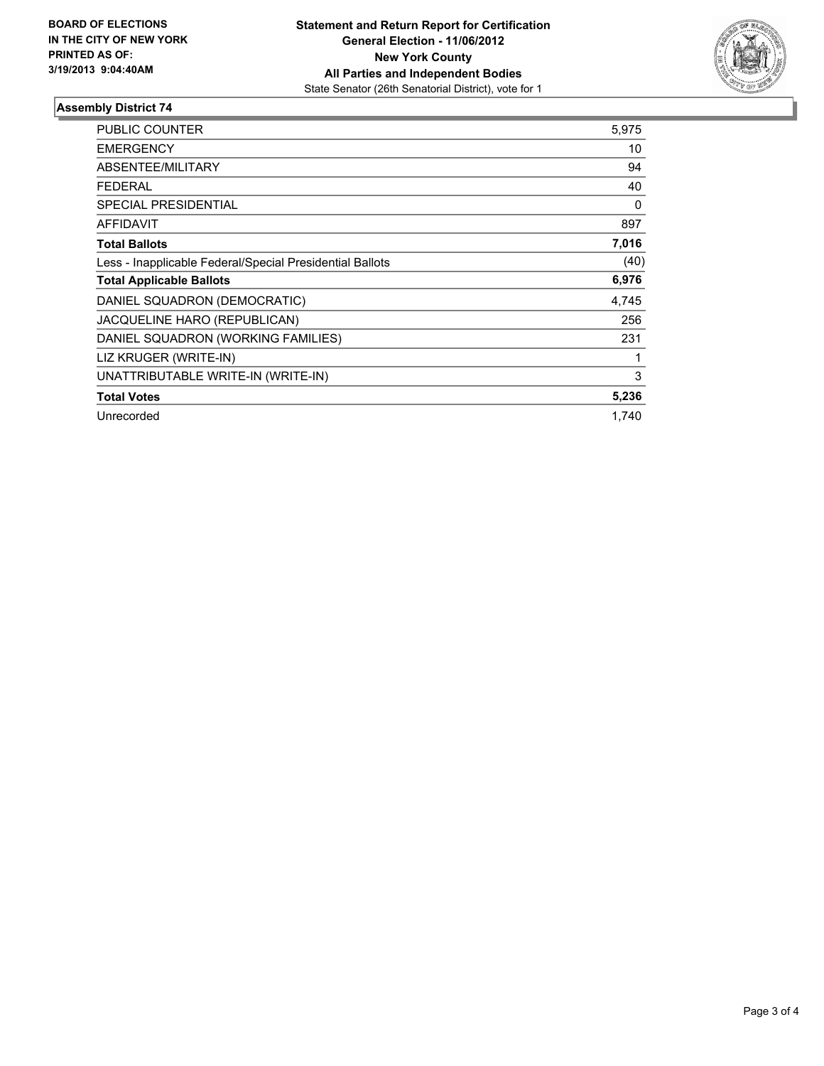**BOARD OF ELECTIONS IN THE CITY OF NEW YORK PRINTED AS OF: 3/19/2013 9:04:40AM**

**Statement and Return Report for Certification**
**General Election - 11/06/2012**
**New York County**
**All Parties and Independent Bodies**
State Senator (26th Senatorial District), vote for 1

### Assembly District 74

| | |
|---|---|
| PUBLIC COUNTER | 5,975 |
| EMERGENCY | 10 |
| ABSENTEE/MILITARY | 94 |
| FEDERAL | 40 |
| SPECIAL PRESIDENTIAL | 0 |
| AFFIDAVIT | 897 |
| **Total Ballots** | **7,016** |
| Less - Inapplicable Federal/Special Presidential Ballots | (40) |
| **Total Applicable Ballots** | **6,976** |
| DANIEL SQUADRON (DEMOCRATIC) | 4,745 |
| JACQUELINE HARO (REPUBLICAN) | 256 |
| DANIEL SQUADRON (WORKING FAMILIES) | 231 |
| LIZ KRUGER (WRITE-IN) | 1 |
| UNATTRIBUTABLE WRITE-IN (WRITE-IN) | 3 |
| **Total Votes** | **5,236** |
| Unrecorded | 1,740 |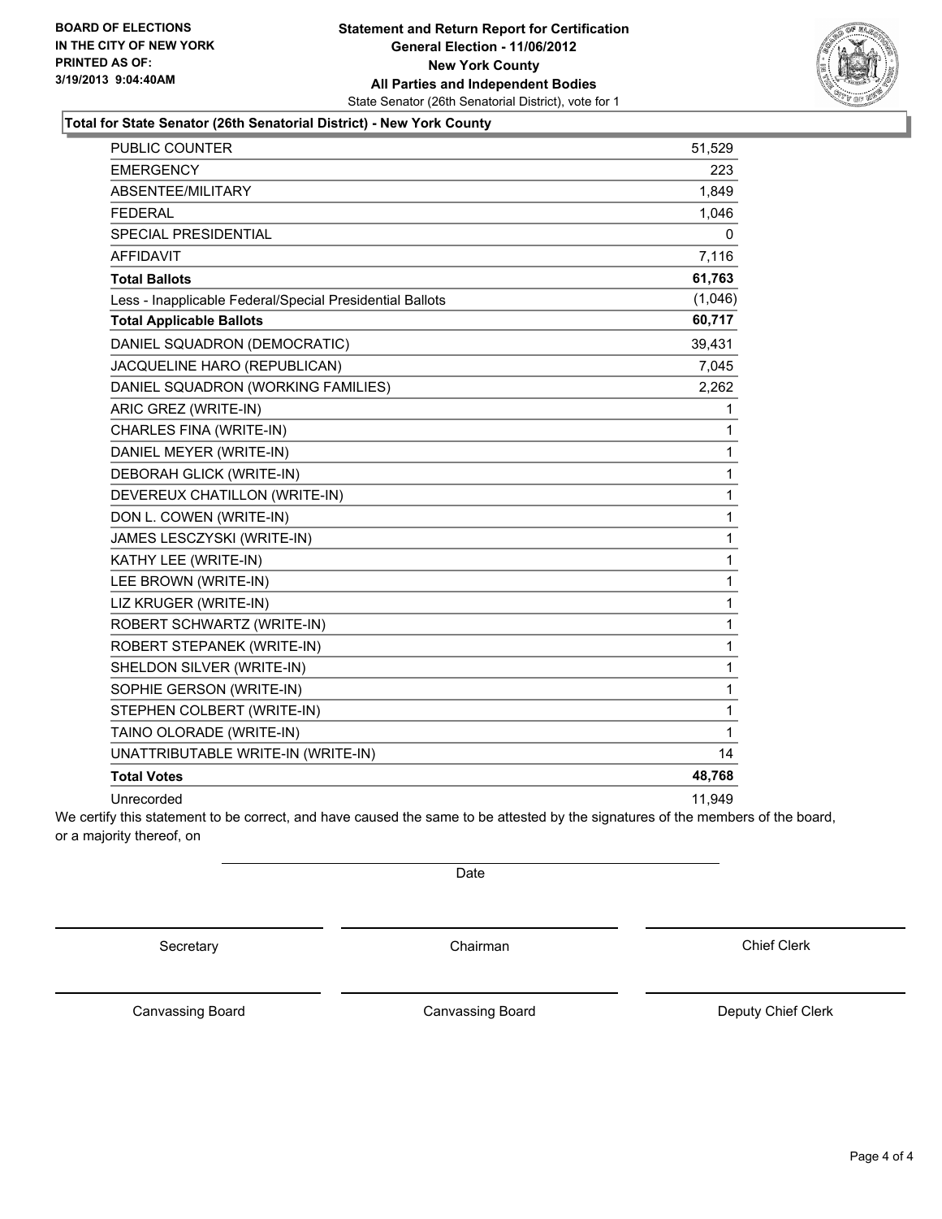**BOARD OF ELECTIONS IN THE CITY OF NEW YORK PRINTED AS OF: 3/19/2013 9:04:40AM**

**Statement and Return Report for Certification**
**General Election - 11/06/2012**
**New York County**
**All Parties and Independent Bodies**
State Senator (26th Senatorial District), vote for 1

**Total for State Senator (26th Senatorial District) - New York County**

| | |
|---|---|
| PUBLIC COUNTER | 51,529 |
| EMERGENCY | 223 |
| ABSENTEE/MILITARY | 1,849 |
| FEDERAL | 1,046 |
| SPECIAL PRESIDENTIAL | 0 |
| AFFIDAVIT | 7,116 |
| **Total Ballots** | **61,763** |
| Less - Inapplicable Federal/Special Presidential Ballots | (1,046) |
| **Total Applicable Ballots** | **60,717** |
| DANIEL SQUADRON (DEMOCRATIC) | 39,431 |
| JACQUELINE HARO (REPUBLICAN) | 7,045 |
| DANIEL SQUADRON (WORKING FAMILIES) | 2,262 |
| ARIC GREZ (WRITE-IN) | 1 |
| CHARLES FINA (WRITE-IN) | 1 |
| DANIEL MEYER (WRITE-IN) | 1 |
| DEBORAH GLICK (WRITE-IN) | 1 |
| DEVEREUX CHATILLON (WRITE-IN) | 1 |
| DON L. COWEN (WRITE-IN) | 1 |
| JAMES LESCZYSKI (WRITE-IN) | 1 |
| KATHY LEE (WRITE-IN) | 1 |
| LEE BROWN (WRITE-IN) | 1 |
| LIZ KRUGER (WRITE-IN) | 1 |
| ROBERT SCHWARTZ (WRITE-IN) | 1 |
| ROBERT STEPANEK (WRITE-IN) | 1 |
| SHELDON SILVER (WRITE-IN) | 1 |
| SOPHIE GERSON (WRITE-IN) | 1 |
| STEPHEN COLBERT (WRITE-IN) | 1 |
| TAINO OLORADE (WRITE-IN) | 1 |
| UNATTRIBUTABLE WRITE-IN (WRITE-IN) | 14 |
| **Total Votes** | **48,768** |
| Unrecorded | 11,949 |

We certify this statement to be correct, and have caused the same to be attested by the signatures of the members of the board, or a majority thereof, on

Date

Secretary | Chairman | Chief Clerk

Canvassing Board | Canvassing Board | Deputy Chief Clerk